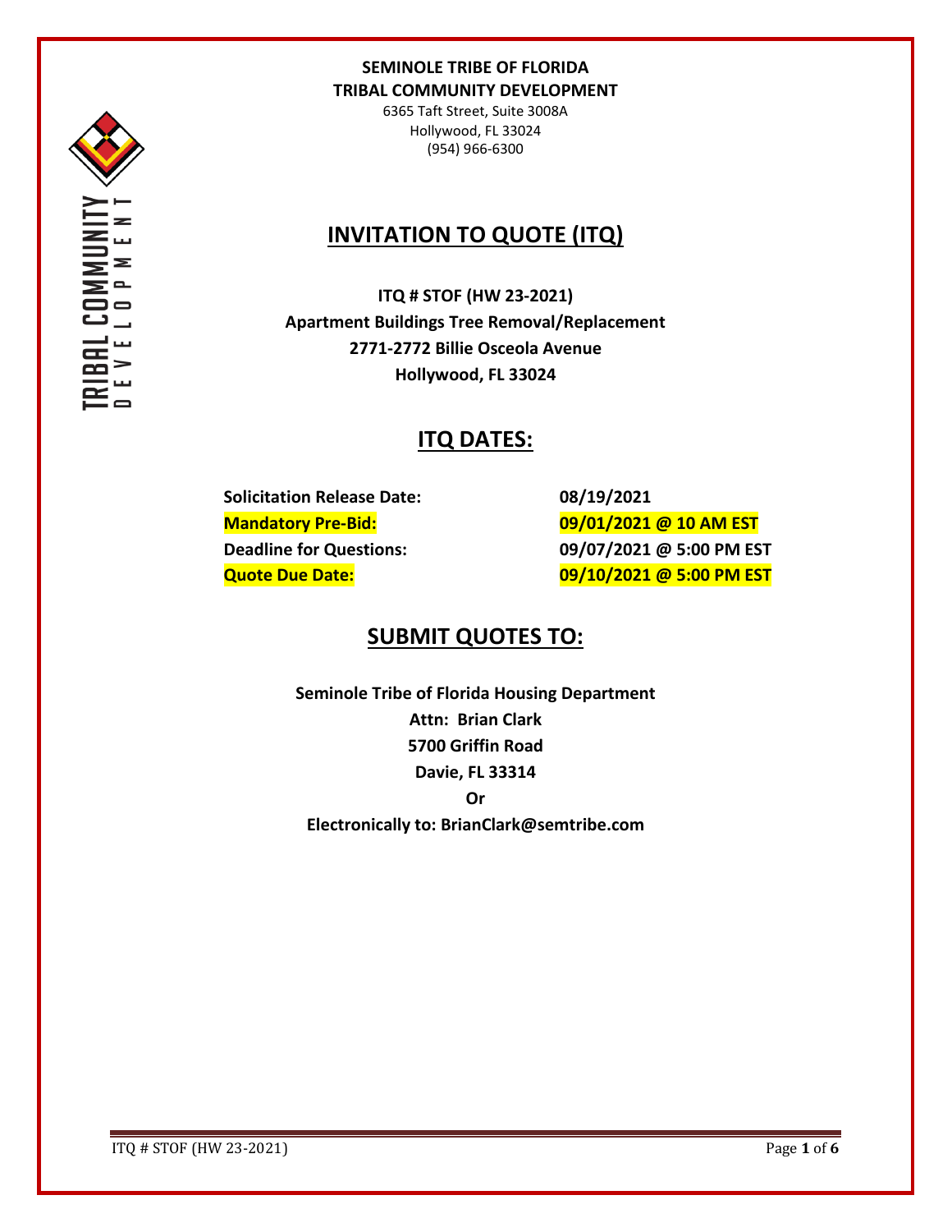**SEMINOLE TRIBE OF FLORIDA**
**TRIBAL COMMUNITY DEVELOPMENT**
6365 Taft Street, Suite 3008A
Hollywood, FL 33024
(954) 966-6300

# INVITATION TO QUOTE (ITQ)

**ITQ # STOF (HW 23-2021)**
**Apartment Buildings Tree Removal/Replacement**
**2771-2772 Billie Osceola Avenue**
**Hollywood, FL 33024**

## ITQ DATES:

| | |
|---|---|
| **Solicitation Release Date:** | **08/19/2021** |
| **Mandatory Pre-Bid:** | **09/01/2021 @ 10 AM EST** |
| **Deadline for Questions:** | **09/07/2021 @ 5:00 PM EST** |
| **Quote Due Date:** | **09/10/2021 @ 5:00 PM EST** |

## SUBMIT QUOTES TO:

**Seminole Tribe of Florida Housing Department**
**Attn: Brian Clark**
**5700 Griffin Road**
**Davie, FL 33314**
**Or**
**Electronically to: BrianClark@semtribe.com**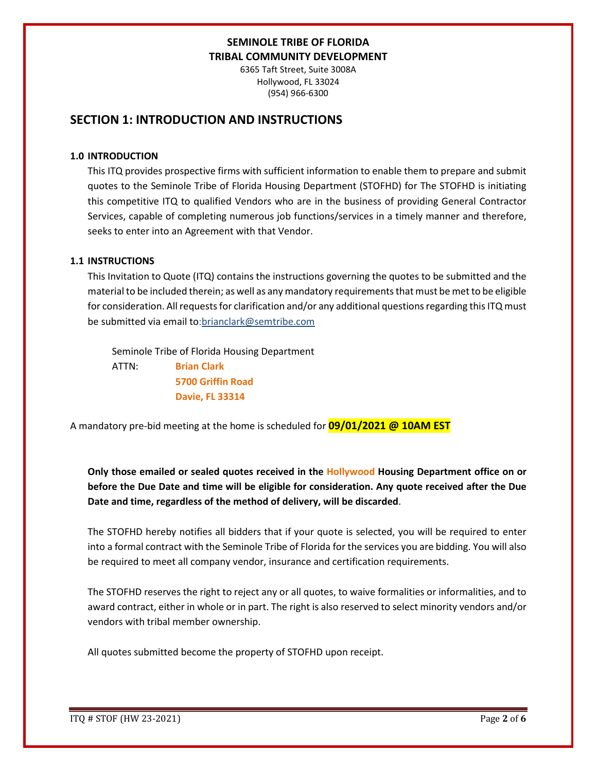**SEMINOLE TRIBE OF FLORIDA**
**TRIBAL COMMUNITY DEVELOPMENT**
6365 Taft Street, Suite 3008A
Hollywood, FL 33024
(954) 966-6300

## SECTION 1: INTRODUCTION AND INSTRUCTIONS

### 1.0 INTRODUCTION

This ITQ provides prospective firms with sufficient information to enable them to prepare and submit quotes to the Seminole Tribe of Florida Housing Department (STOFHD) for The STOFHD is initiating this competitive ITQ to qualified Vendors who are in the business of providing General Contractor Services, capable of completing numerous job functions/services in a timely manner and therefore, seeks to enter into an Agreement with that Vendor.

### 1.1 INSTRUCTIONS

This Invitation to Quote (ITQ) contains the instructions governing the quotes to be submitted and the material to be included therein; as well as any mandatory requirements that must be met to be eligible for consideration. All requests for clarification and/or any additional questions regarding this ITQ must be submitted via email to:brianclark@semtribe.com

Seminole Tribe of Florida Housing Department
ATTN: **Brian Clark**
**5700 Griffin Road**
**Davie, FL 33314**

A mandatory pre-bid meeting at the home is scheduled for **09/01/2021 @ 10AM EST**

**Only those emailed or sealed quotes received in the Hollywood Housing Department office on or before the Due Date and time will be eligible for consideration. Any quote received after the Due Date and time, regardless of the method of delivery, will be discarded**.

The STOFHD hereby notifies all bidders that if your quote is selected, you will be required to enter into a formal contract with the Seminole Tribe of Florida for the services you are bidding. You will also be required to meet all company vendor, insurance and certification requirements.

The STOFHD reserves the right to reject any or all quotes, to waive formalities or informalities, and to award contract, either in whole or in part. The right is also reserved to select minority vendors and/or vendors with tribal member ownership.

All quotes submitted become the property of STOFHD upon receipt.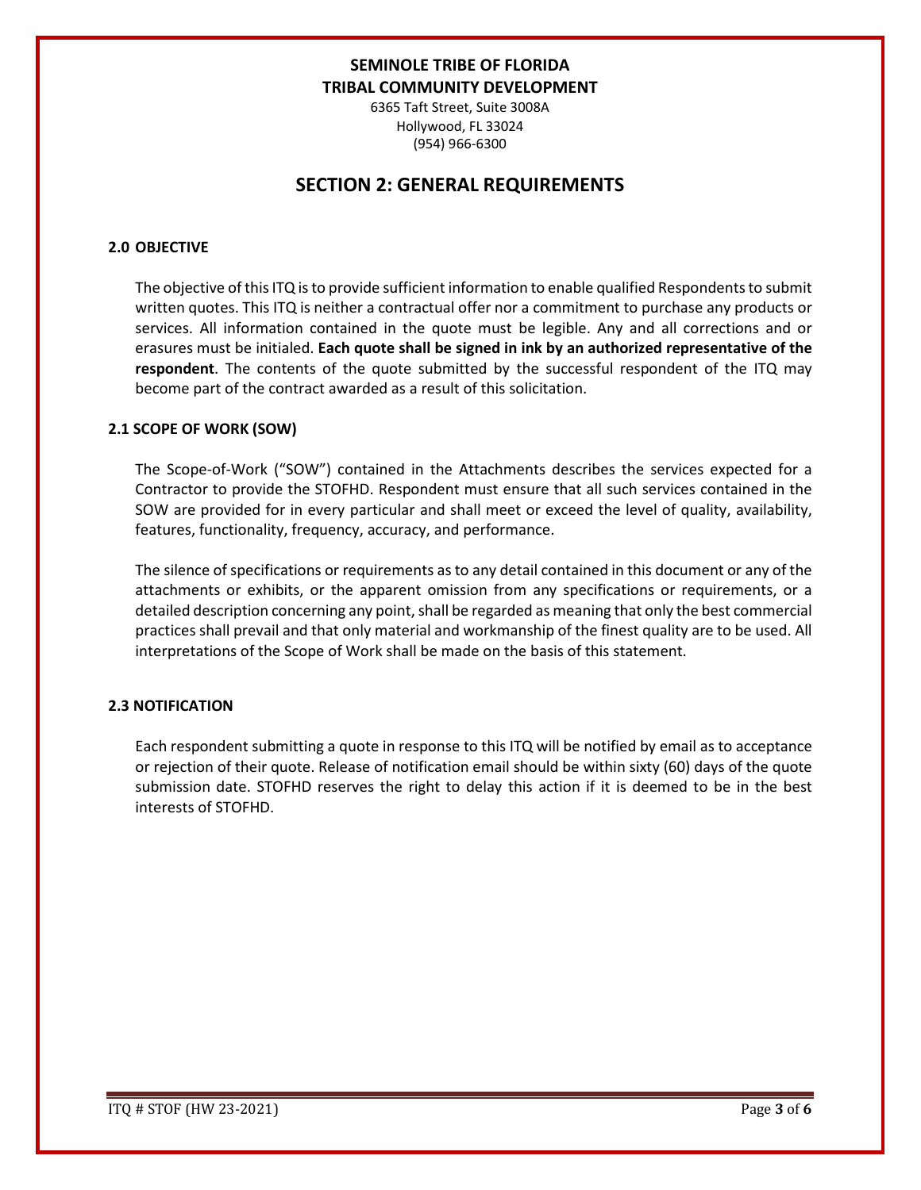**SEMINOLE TRIBE OF FLORIDA**
**TRIBAL COMMUNITY DEVELOPMENT**
6365 Taft Street, Suite 3008A
Hollywood, FL 33024
(954) 966-6300

# SECTION 2: GENERAL REQUIREMENTS

### 2.0 OBJECTIVE

The objective of this ITQ is to provide sufficient information to enable qualified Respondents to submit written quotes. This ITQ is neither a contractual offer nor a commitment to purchase any products or services. All information contained in the quote must be legible. Any and all corrections and or erasures must be initialed. **Each quote shall be signed in ink by an authorized representative of the respondent**. The contents of the quote submitted by the successful respondent of the ITQ may become part of the contract awarded as a result of this solicitation.

### 2.1 SCOPE OF WORK (SOW)

The Scope-of-Work ("SOW") contained in the Attachments describes the services expected for a Contractor to provide the STOFHD. Respondent must ensure that all such services contained in the SOW are provided for in every particular and shall meet or exceed the level of quality, availability, features, functionality, frequency, accuracy, and performance.

The silence of specifications or requirements as to any detail contained in this document or any of the attachments or exhibits, or the apparent omission from any specifications or requirements, or a detailed description concerning any point, shall be regarded as meaning that only the best commercial practices shall prevail and that only material and workmanship of the finest quality are to be used. All interpretations of the Scope of Work shall be made on the basis of this statement.

### 2.3 NOTIFICATION

Each respondent submitting a quote in response to this ITQ will be notified by email as to acceptance or rejection of their quote. Release of notification email should be within sixty (60) days of the quote submission date. STOFHD reserves the right to delay this action if it is deemed to be in the best interests of STOFHD.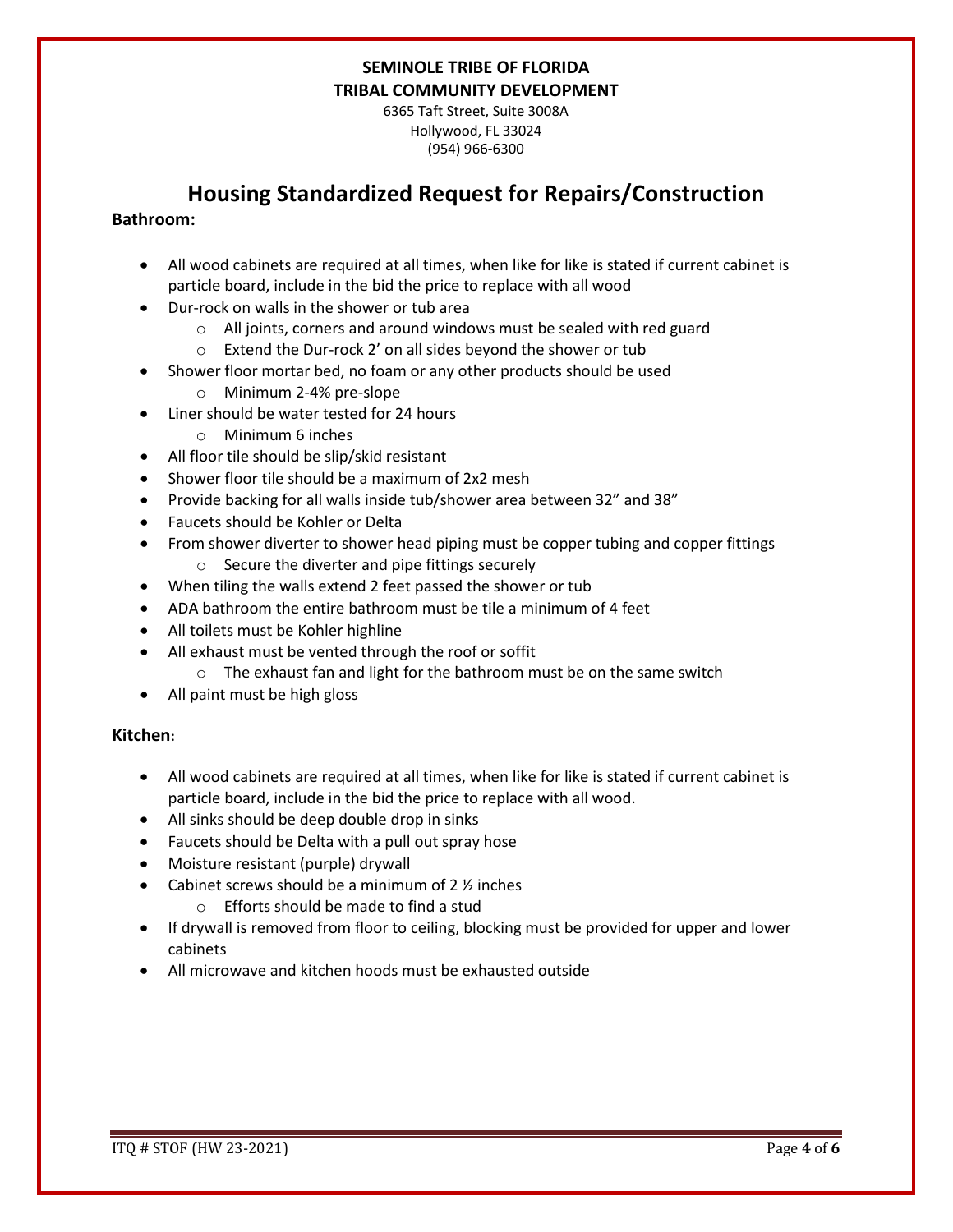**SEMINOLE TRIBE OF FLORIDA**
**TRIBAL COMMUNITY DEVELOPMENT**

6365 Taft Street, Suite 3008A
Hollywood, FL 33024
(954) 966-6300

# Housing Standardized Request for Repairs/Construction

**Bathroom:**

- All wood cabinets are required at all times, when like for like is stated if current cabinet is particle board, include in the bid the price to replace with all wood
- Dur-rock on walls in the shower or tub area
  - All joints, corners and around windows must be sealed with red guard
  - Extend the Dur-rock 2' on all sides beyond the shower or tub
- Shower floor mortar bed, no foam or any other products should be used
  - Minimum 2-4% pre-slope
- Liner should be water tested for 24 hours
  - Minimum 6 inches
- All floor tile should be slip/skid resistant
- Shower floor tile should be a maximum of 2x2 mesh
- Provide backing for all walls inside tub/shower area between 32" and 38"
- Faucets should be Kohler or Delta
- From shower diverter to shower head piping must be copper tubing and copper fittings
  - Secure the diverter and pipe fittings securely
- When tiling the walls extend 2 feet passed the shower or tub
- ADA bathroom the entire bathroom must be tile a minimum of 4 feet
- All toilets must be Kohler highline
- All exhaust must be vented through the roof or soffit
  - The exhaust fan and light for the bathroom must be on the same switch
- All paint must be high gloss

**Kitchen:**

- All wood cabinets are required at all times, when like for like is stated if current cabinet is particle board, include in the bid the price to replace with all wood.
- All sinks should be deep double drop in sinks
- Faucets should be Delta with a pull out spray hose
- Moisture resistant (purple) drywall
- Cabinet screws should be a minimum of 2 ½ inches
  - Efforts should be made to find a stud
- If drywall is removed from floor to ceiling, blocking must be provided for upper and lower cabinets
- All microwave and kitchen hoods must be exhausted outside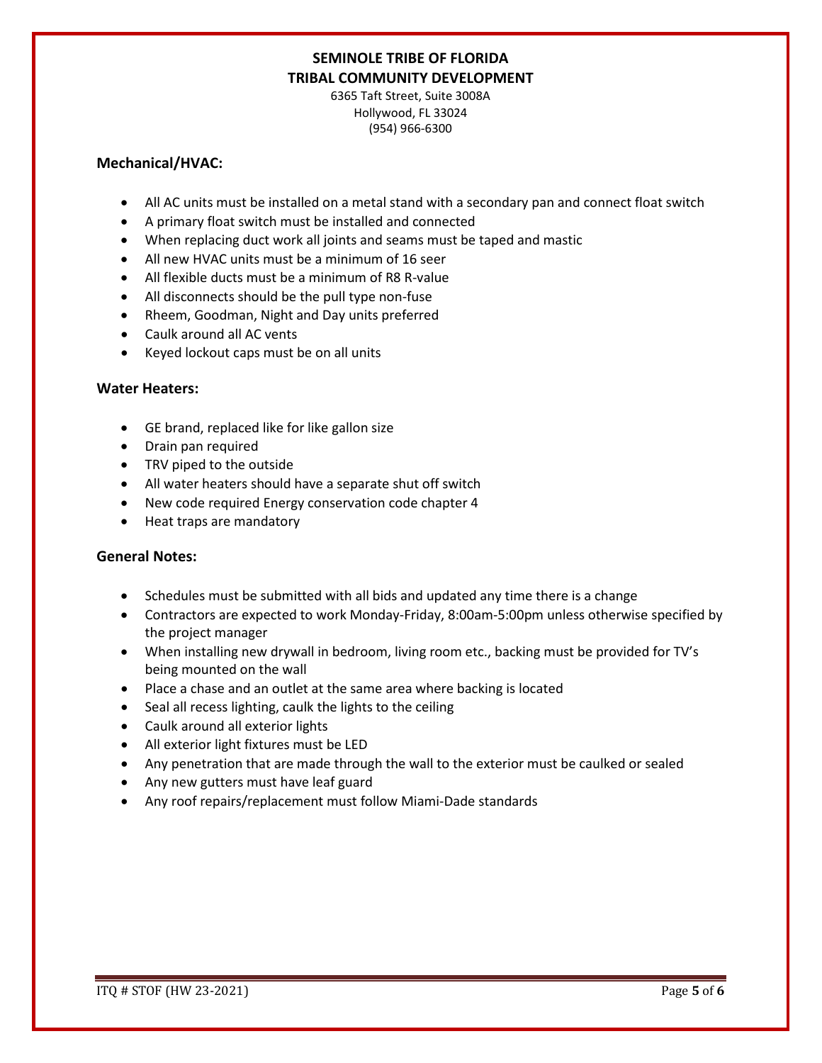**SEINOLE TRIBE OF FLORIDA**

**SEMINOLE TRIBE OF FLORIDA**
**TRIBAL COMMUNITY DEVELOPMENT**

6365 Taft Street, Suite 3008A
Hollywood, FL 33024
(954) 966-6300

## Mechanical/HVAC:

- All AC units must be installed on a metal stand with a secondary pan and connect float switch
- A primary float switch must be installed and connected
- When replacing duct work all joints and seams must be taped and mastic
- All new HVAC units must be a minimum of 16 seer
- All flexible ducts must be a minimum of R8 R-value
- All disconnects should be the pull type non-fuse
- Rheem, Goodman, Night and Day units preferred
- Caulk around all AC vents
- Keyed lockout caps must be on all units

## Water Heaters:

- GE brand, replaced like for like gallon size
- Drain pan required
- TRV piped to the outside
- All water heaters should have a separate shut off switch
- New code required Energy conservation code chapter 4
- Heat traps are mandatory

## General Notes:

- Schedules must be submitted with all bids and updated any time there is a change
- Contractors are expected to work Monday-Friday, 8:00am-5:00pm unless otherwise specified by the project manager
- When installing new drywall in bedroom, living room etc., backing must be provided for TV's being mounted on the wall
- Place a chase and an outlet at the same area where backing is located
- Seal all recess lighting, caulk the lights to the ceiling
- Caulk around all exterior lights
- All exterior light fixtures must be LED
- Any penetration that are made through the wall to the exterior must be caulked or sealed
- Any new gutters must have leaf guard
- Any roof repairs/replacement must follow Miami-Dade standards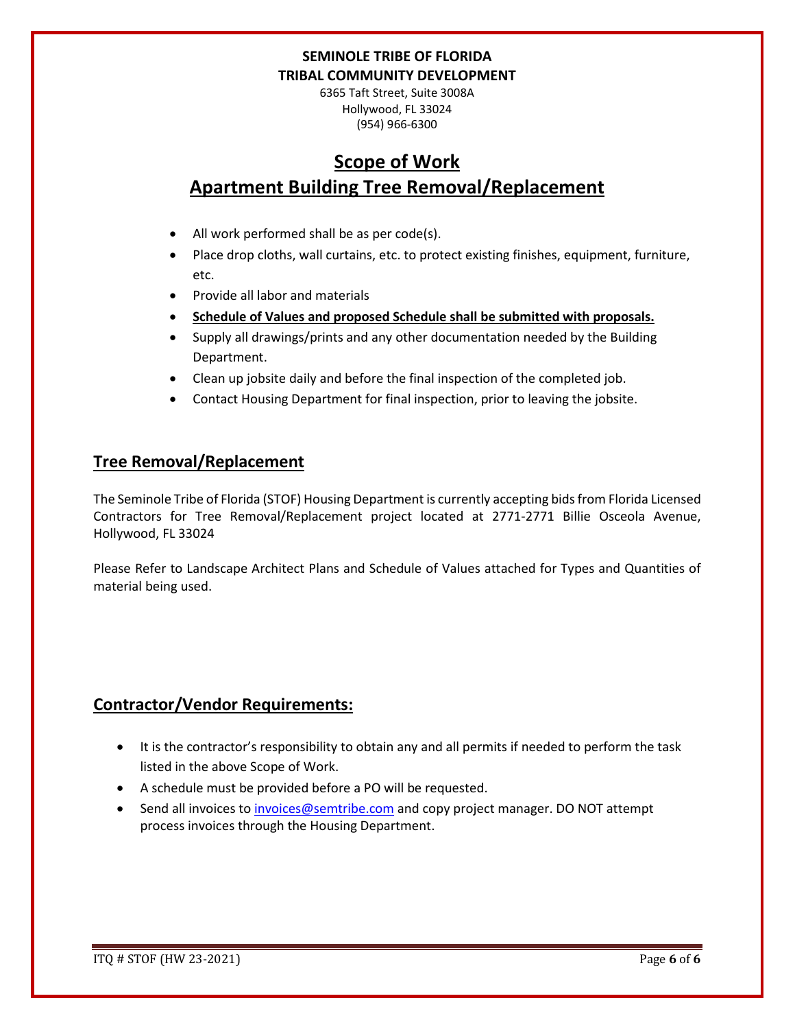**SEMINOLE TRIBE OF FLORIDA**
**TRIBAL COMMUNITY DEVELOPMENT**
6365 Taft Street, Suite 3008A
Hollywood, FL 33024
(954) 966-6300

# Scope of Work
# Apartment Building Tree Removal/Replacement

- All work performed shall be as per code(s).
- Place drop cloths, wall curtains, etc. to protect existing finishes, equipment, furniture, etc.
- Provide all labor and materials
- **Schedule of Values and proposed Schedule shall be submitted with proposals.**
- Supply all drawings/prints and any other documentation needed by the Building Department.
- Clean up jobsite daily and before the final inspection of the completed job.
- Contact Housing Department for final inspection, prior to leaving the jobsite.

## Tree Removal/Replacement

The Seminole Tribe of Florida (STOF) Housing Department is currently accepting bids from Florida Licensed Contractors for Tree Removal/Replacement project located at 2771-2771 Billie Osceola Avenue, Hollywood, FL 33024

Please Refer to Landscape Architect Plans and Schedule of Values attached for Types and Quantities of material being used.

## Contractor/Vendor Requirements:

- It is the contractor's responsibility to obtain any and all permits if needed to perform the task listed in the above Scope of Work.
- A schedule must be provided before a PO will be requested.
- Send all invoices to invoices@semtribe.com and copy project manager. DO NOT attempt process invoices through the Housing Department.